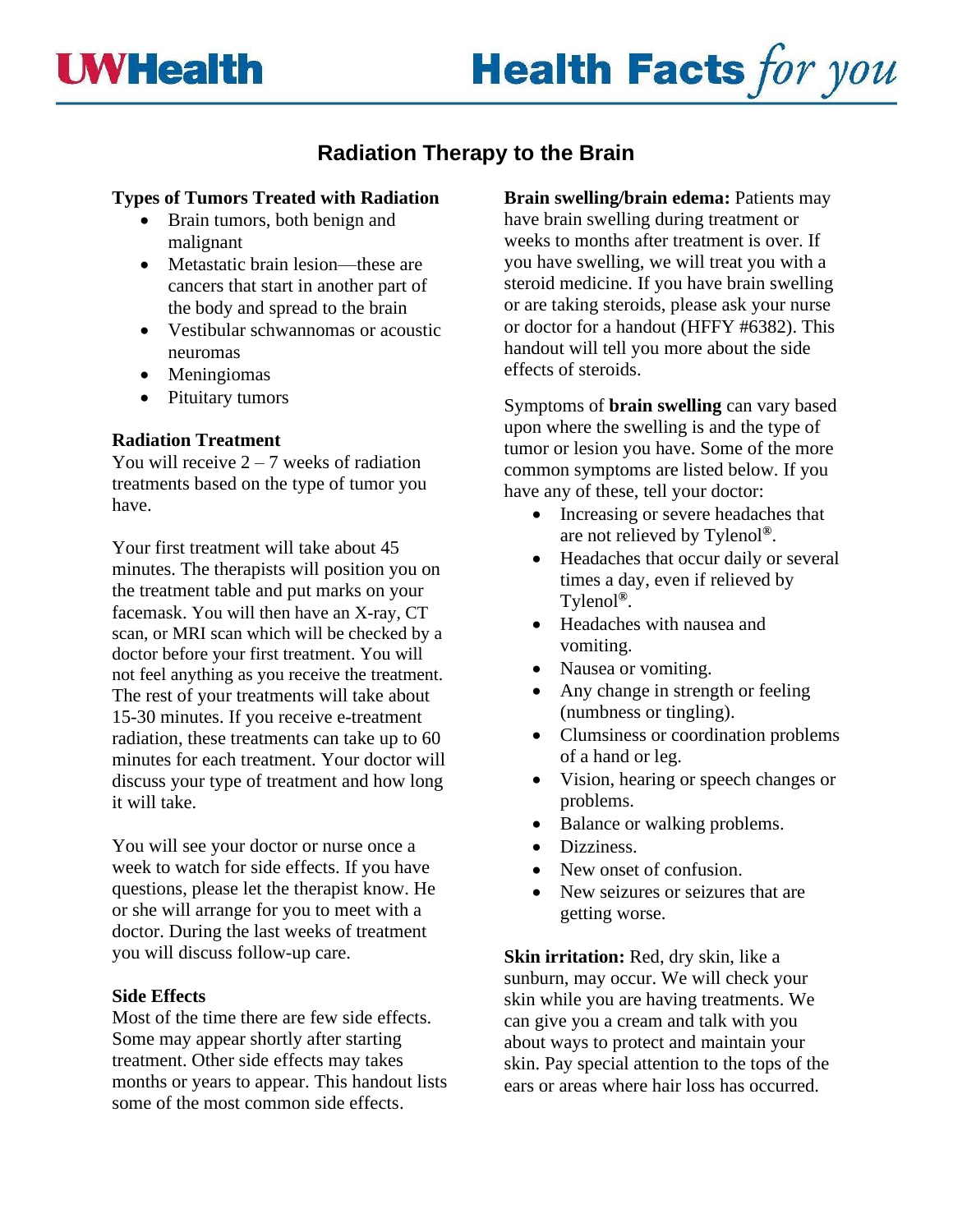# Radiation Therapy to the Brain

**Types of Tumors Treated with Radiation**

- Brain tumors, both benign and malignant
- Metastatic brain lesion—these are cancers that start in another part of the body and spread to the brain
- Vestibular schwannomas or acoustic neuromas
- Meningiomas
- Pituitary tumors

**Radiation Treatment**

You will receive 2 – 7 weeks of radiation treatments based on the type of tumor you have.

Your first treatment will take about 45 minutes. The therapists will position you on the treatment table and put marks on your facemask. You will then have an X-ray, CT scan, or MRI scan which will be checked by a doctor before your first treatment. You will not feel anything as you receive the treatment. The rest of your treatments will take about 15-30 minutes. If you receive e-treatment radiation, these treatments can take up to 60 minutes for each treatment. Your doctor will discuss your type of treatment and how long it will take.

You will see your doctor or nurse once a week to watch for side effects. If you have questions, please let the therapist know. He or she will arrange for you to meet with a doctor. During the last weeks of treatment you will discuss follow-up care.

**Side Effects**

Most of the time there are few side effects. Some may appear shortly after starting treatment. Other side effects may takes months or years to appear. This handout lists some of the most common side effects.

**Brain swelling/brain edema:** Patients may have brain swelling during treatment or weeks to months after treatment is over. If you have swelling, we will treat you with a steroid medicine. If you have brain swelling or are taking steroids, please ask your nurse or doctor for a handout (HFFY #6382). This handout will tell you more about the side effects of steroids.

Symptoms of **brain swelling** can vary based upon where the swelling is and the type of tumor or lesion you have. Some of the more common symptoms are listed below. If you have any of these, tell your doctor:

- Increasing or severe headaches that are not relieved by Tylenol®.
- Headaches that occur daily or several times a day, even if relieved by Tylenol®.
- Headaches with nausea and vomiting.
- Nausea or vomiting.
- Any change in strength or feeling (numbness or tingling).
- Clumsiness or coordination problems of a hand or leg.
- Vision, hearing or speech changes or problems.
- Balance or walking problems.
- Dizziness.
- New onset of confusion.
- New seizures or seizures that are getting worse.

**Skin irritation:** Red, dry skin, like a sunburn, may occur. We will check your skin while you are having treatments. We can give you a cream and talk with you about ways to protect and maintain your skin. Pay special attention to the tops of the ears or areas where hair loss has occurred.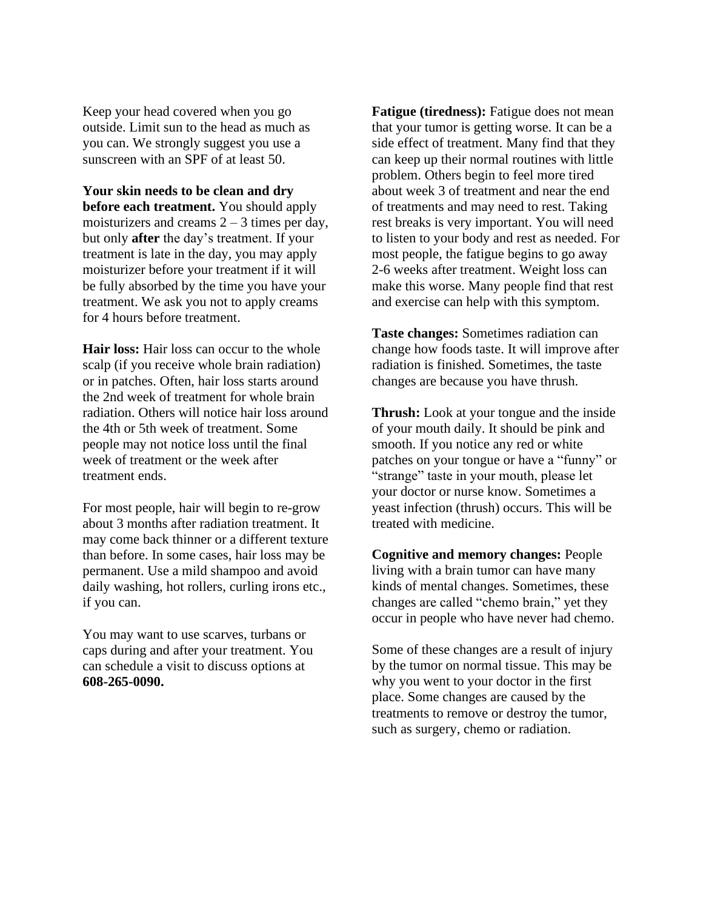Keep your head covered when you go outside. Limit sun to the head as much as you can. We strongly suggest you use a sunscreen with an SPF of at least 50.

**Your skin needs to be clean and dry before each treatment.** You should apply moisturizers and creams 2 – 3 times per day, but only **after** the day's treatment. If your treatment is late in the day, you may apply moisturizer before your treatment if it will be fully absorbed by the time you have your treatment. We ask you not to apply creams for 4 hours before treatment.

**Hair loss:** Hair loss can occur to the whole scalp (if you receive whole brain radiation) or in patches. Often, hair loss starts around the 2nd week of treatment for whole brain radiation. Others will notice hair loss around the 4th or 5th week of treatment. Some people may not notice loss until the final week of treatment or the week after treatment ends.

For most people, hair will begin to re-grow about 3 months after radiation treatment. It may come back thinner or a different texture than before. In some cases, hair loss may be permanent. Use a mild shampoo and avoid daily washing, hot rollers, curling irons etc., if you can.

You may want to use scarves, turbans or caps during and after your treatment. You can schedule a visit to discuss options at **608-265-0090.**

**Fatigue (tiredness):** Fatigue does not mean that your tumor is getting worse. It can be a side effect of treatment. Many find that they can keep up their normal routines with little problem. Others begin to feel more tired about week 3 of treatment and near the end of treatments and may need to rest. Taking rest breaks is very important. You will need to listen to your body and rest as needed. For most people, the fatigue begins to go away 2-6 weeks after treatment. Weight loss can make this worse. Many people find that rest and exercise can help with this symptom.

**Taste changes:** Sometimes radiation can change how foods taste. It will improve after radiation is finished. Sometimes, the taste changes are because you have thrush.

**Thrush:** Look at your tongue and the inside of your mouth daily. It should be pink and smooth. If you notice any red or white patches on your tongue or have a "funny" or "strange" taste in your mouth, please let your doctor or nurse know. Sometimes a yeast infection (thrush) occurs. This will be treated with medicine.

**Cognitive and memory changes:** People living with a brain tumor can have many kinds of mental changes. Sometimes, these changes are called "chemo brain," yet they occur in people who have never had chemo.

Some of these changes are a result of injury by the tumor on normal tissue. This may be why you went to your doctor in the first place. Some changes are caused by the treatments to remove or destroy the tumor, such as surgery, chemo or radiation.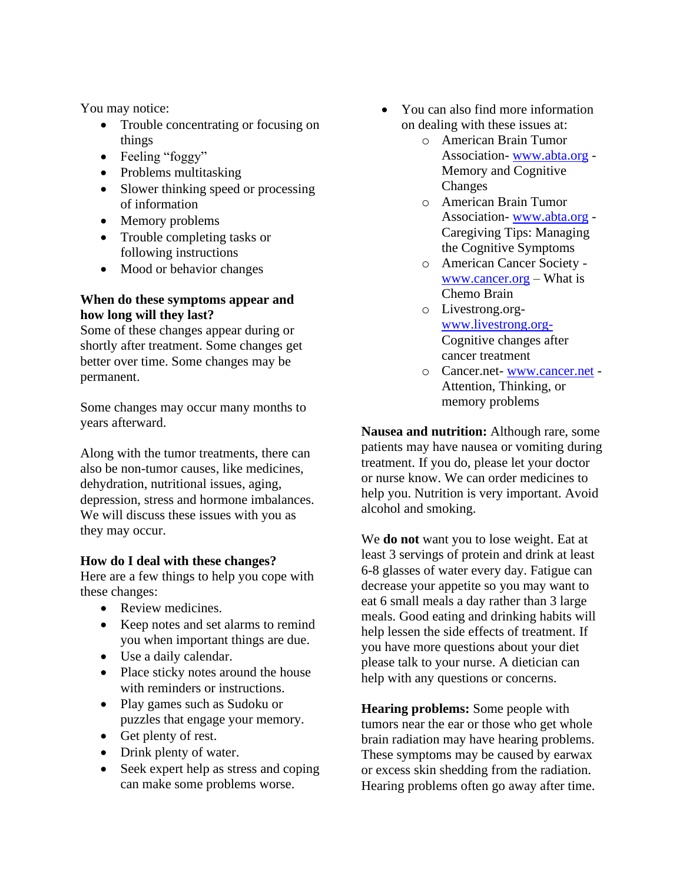You may notice:

- Trouble concentrating or focusing on things
- Feeling "foggy"
- Problems multitasking
- Slower thinking speed or processing of information
- Memory problems
- Trouble completing tasks or following instructions
- Mood or behavior changes

**When do these symptoms appear and how long will they last?**
Some of these changes appear during or shortly after treatment. Some changes get better over time. Some changes may be permanent.

Some changes may occur many months to years afterward.

Along with the tumor treatments, there can also be non-tumor causes, like medicines, dehydration, nutritional issues, aging, depression, stress and hormone imbalances. We will discuss these issues with you as they may occur.

**How do I deal with these changes?**
Here are a few things to help you cope with these changes:

- Review medicines.
- Keep notes and set alarms to remind you when important things are due.
- Use a daily calendar.
- Place sticky notes around the house with reminders or instructions.
- Play games such as Sudoku or puzzles that engage your memory.
- Get plenty of rest.
- Drink plenty of water.
- Seek expert help as stress and coping can make some problems worse.
- You can also find more information on dealing with these issues at:
  - American Brain Tumor Association- www.abta.org - Memory and Cognitive Changes
  - American Brain Tumor Association- www.abta.org - Caregiving Tips: Managing the Cognitive Symptoms
  - American Cancer Society - www.cancer.org – What is Chemo Brain
  - Livestrong.org- www.livestrong.org- Cognitive changes after cancer treatment
  - Cancer.net- www.cancer.net - Attention, Thinking, or memory problems

**Nausea and nutrition:** Although rare, some patients may have nausea or vomiting during treatment. If you do, please let your doctor or nurse know. We can order medicines to help you. Nutrition is very important. Avoid alcohol and smoking.

We **do not** want you to lose weight. Eat at least 3 servings of protein and drink at least 6-8 glasses of water every day. Fatigue can decrease your appetite so you may want to eat 6 small meals a day rather than 3 large meals. Good eating and drinking habits will help lessen the side effects of treatment. If you have more questions about your diet please talk to your nurse. A dietician can help with any questions or concerns.

**Hearing problems:** Some people with tumors near the ear or those who get whole brain radiation may have hearing problems. These symptoms may be caused by earwax or excess skin shedding from the radiation. Hearing problems often go away after time.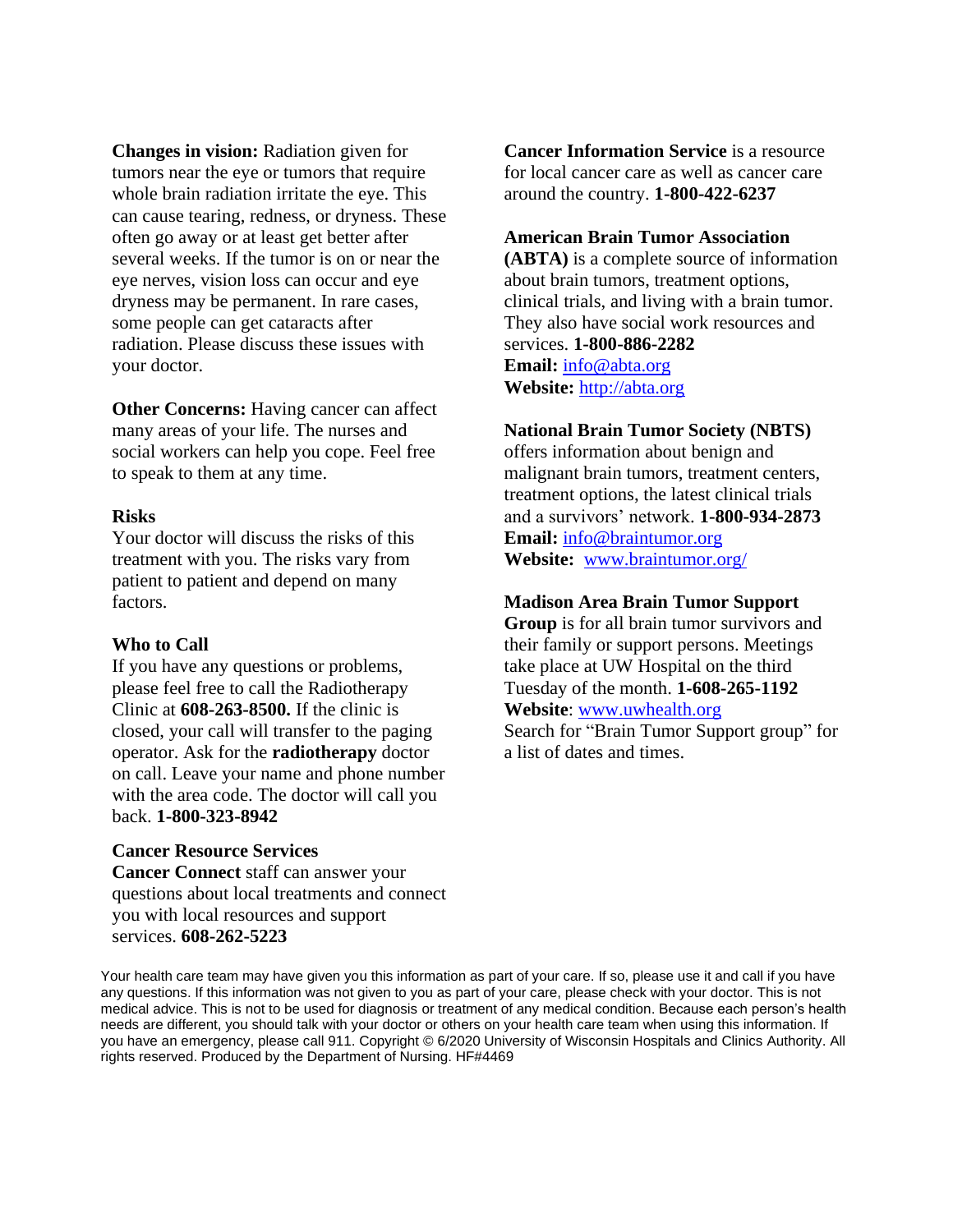**Changes in vision:** Radiation given for tumors near the eye or tumors that require whole brain radiation irritate the eye. This can cause tearing, redness, or dryness. These often go away or at least get better after several weeks. If the tumor is on or near the eye nerves, vision loss can occur and eye dryness may be permanent. In rare cases, some people can get cataracts after radiation. Please discuss these issues with your doctor.

**Other Concerns:** Having cancer can affect many areas of your life. The nurses and social workers can help you cope. Feel free to speak to them at any time.

### Risks

Your doctor will discuss the risks of this treatment with you. The risks vary from patient to patient and depend on many factors.

### Who to Call

If you have any questions or problems, please feel free to call the Radiotherapy Clinic at **608-263-8500.** If the clinic is closed, your call will transfer to the paging operator. Ask for the **radiotherapy** doctor on call. Leave your name and phone number with the area code. The doctor will call you back. **1-800-323-8942**

### Cancer Resource Services

**Cancer Connect** staff can answer your questions about local treatments and connect you with local resources and support services. **608-262-5223**

**Cancer Information Service** is a resource for local cancer care as well as cancer care around the country. **1-800-422-6237**

**American Brain Tumor Association (ABTA)** is a complete source of information about brain tumors, treatment options, clinical trials, and living with a brain tumor. They also have social work resources and services. **1-800-886-2282**
**Email:** info@abta.org
**Website:** http://abta.org

**National Brain Tumor Society (NBTS)** offers information about benign and malignant brain tumors, treatment centers, treatment options, the latest clinical trials and a survivors' network. **1-800-934-2873**
**Email:** info@braintumor.org
**Website:** www.braintumor.org/

**Madison Area Brain Tumor Support Group** is for all brain tumor survivors and their family or support persons. Meetings take place at UW Hospital on the third Tuesday of the month. **1-608-265-1192**
**Website**: www.uwhealth.org
Search for "Brain Tumor Support group" for a list of dates and times.

Your health care team may have given you this information as part of your care. If so, please use it and call if you have any questions. If this information was not given to you as part of your care, please check with your doctor. This is not medical advice. This is not to be used for diagnosis or treatment of any medical condition. Because each person's health needs are different, you should talk with your doctor or others on your health care team when using this information. If you have an emergency, please call 911. Copyright © 6/2020 University of Wisconsin Hospitals and Clinics Authority. All rights reserved. Produced by the Department of Nursing. HF#4469